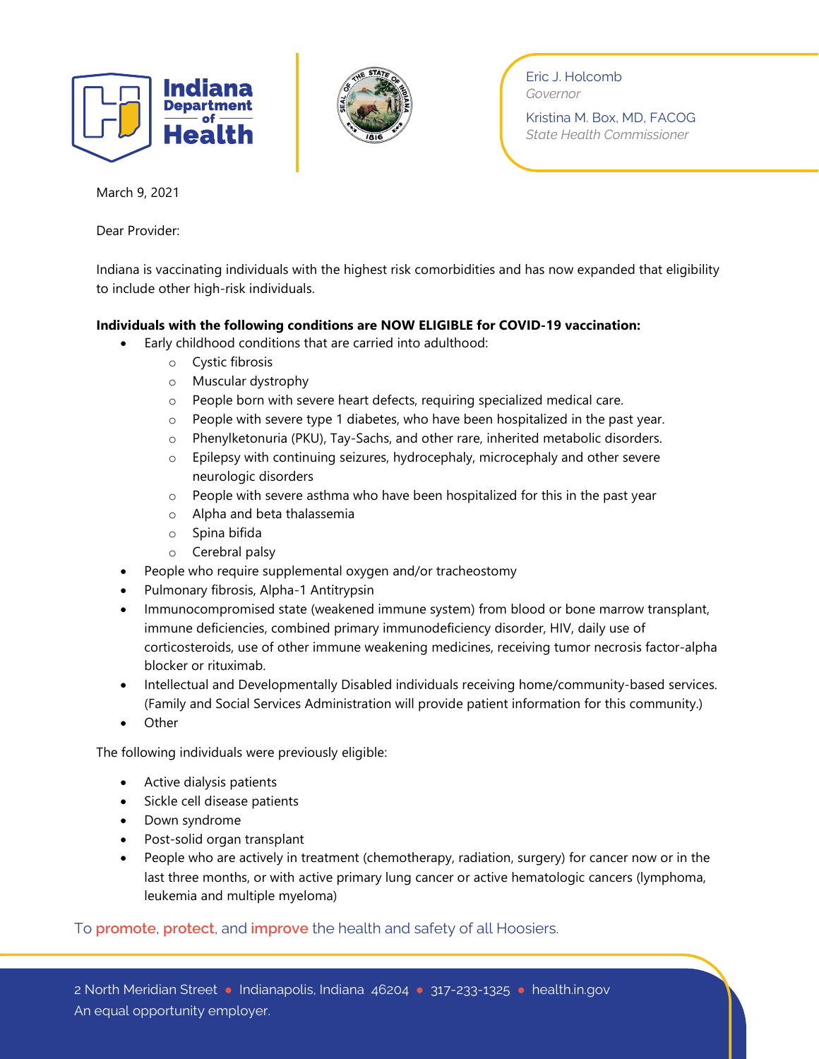Indiana Department of Health

Eric J. Holcomb
*Governor*

Kristina M. Box, MD, FACOG
*State Health Commissioner*

March 9, 2021

Dear Provider:

Indiana is vaccinating individuals with the highest risk comorbidities and has now expanded that eligibility to include other high-risk individuals.

**Individuals with the following conditions are NOW ELIGIBLE for COVID-19 vaccination:**

- Early childhood conditions that are carried into adulthood:
  - Cystic fibrosis
  - Muscular dystrophy
  - People born with severe heart defects, requiring specialized medical care.
  - People with severe type 1 diabetes, who have been hospitalized in the past year.
  - Phenylketonuria (PKU), Tay-Sachs, and other rare, inherited metabolic disorders.
  - Epilepsy with continuing seizures, hydrocephaly, microcephaly and other severe neurologic disorders
  - People with severe asthma who have been hospitalized for this in the past year
  - Alpha and beta thalassemia
  - Spina bifida
  - Cerebral palsy
- People who require supplemental oxygen and/or tracheostomy
- Pulmonary fibrosis, Alpha-1 Antitrypsin
- Immunocompromised state (weakened immune system) from blood or bone marrow transplant, immune deficiencies, combined primary immunodeficiency disorder, HIV, daily use of corticosteroids, use of other immune weakening medicines, receiving tumor necrosis factor-alpha blocker or rituximab.
- Intellectual and Developmentally Disabled individuals receiving home/community-based services. (Family and Social Services Administration will provide patient information for this community.)
- Other

The following individuals were previously eligible:

- Active dialysis patients
- Sickle cell disease patients
- Down syndrome
- Post-solid organ transplant
- People who are actively in treatment (chemotherapy, radiation, surgery) for cancer now or in the last three months, or with active primary lung cancer or active hematologic cancers (lymphoma, leukemia and multiple myeloma)

To promote, protect, and improve the health and safety of all Hoosiers.

2 North Meridian Street • Indianapolis, Indiana 46204 • 317-233-1325 • health.in.gov
An equal opportunity employer.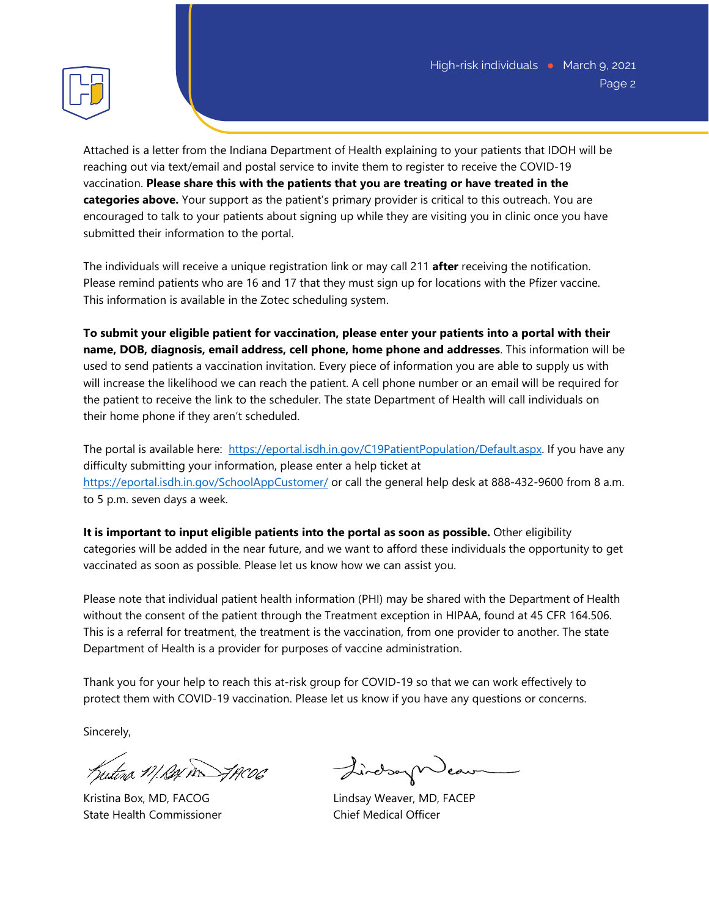Attached is a letter from the Indiana Department of Health explaining to your patients that IDOH will be reaching out via text/email and postal service to invite them to register to receive the COVID-19 vaccination. **Please share this with the patients that you are treating or have treated in the categories above.** Your support as the patient's primary provider is critical to this outreach. You are encouraged to talk to your patients about signing up while they are visiting you in clinic once you have submitted their information to the portal.

The individuals will receive a unique registration link or may call 211 **after** receiving the notification. Please remind patients who are 16 and 17 that they must sign up for locations with the Pfizer vaccine. This information is available in the Zotec scheduling system.

**To submit your eligible patient for vaccination, please enter your patients into a portal with their name, DOB, diagnosis, email address, cell phone, home phone and addresses**. This information will be used to send patients a vaccination invitation. Every piece of information you are able to supply us with will increase the likelihood we can reach the patient. A cell phone number or an email will be required for the patient to receive the link to the scheduler. The state Department of Health will call individuals on their home phone if they aren't scheduled.

The portal is available here: [https://eportal.isdh.in.gov/C19PatientPopulation/Default.aspx](https://eportal.isdh.in.gov/C19PatientPopulation/Default.aspx). If you have any difficulty submitting your information, please enter a help ticket at [https://eportal.isdh.in.gov/SchoolAppCustomer/](https://eportal.isdh.in.gov/SchoolAppCustomer/) or call the general help desk at 888-432-9600 from 8 a.m. to 5 p.m. seven days a week.

**It is important to input eligible patients into the portal as soon as possible.** Other eligibility categories will be added in the near future, and we want to afford these individuals the opportunity to get vaccinated as soon as possible. Please let us know how we can assist you.

Please note that individual patient health information (PHI) may be shared with the Department of Health without the consent of the patient through the Treatment exception in HIPAA, found at 45 CFR 164.506. This is a referral for treatment, the treatment is the vaccination, from one provider to another. The state Department of Health is a provider for purposes of vaccine administration.

Thank you for your help to reach this at-risk group for COVID-19 so that we can work effectively to protect them with COVID-19 vaccination. Please let us know if you have any questions or concerns.

Sincerely,

Kristina Box, MD, FACOG
State Health Commissioner

Lindsay Weaver, MD, FACEP
Chief Medical Officer